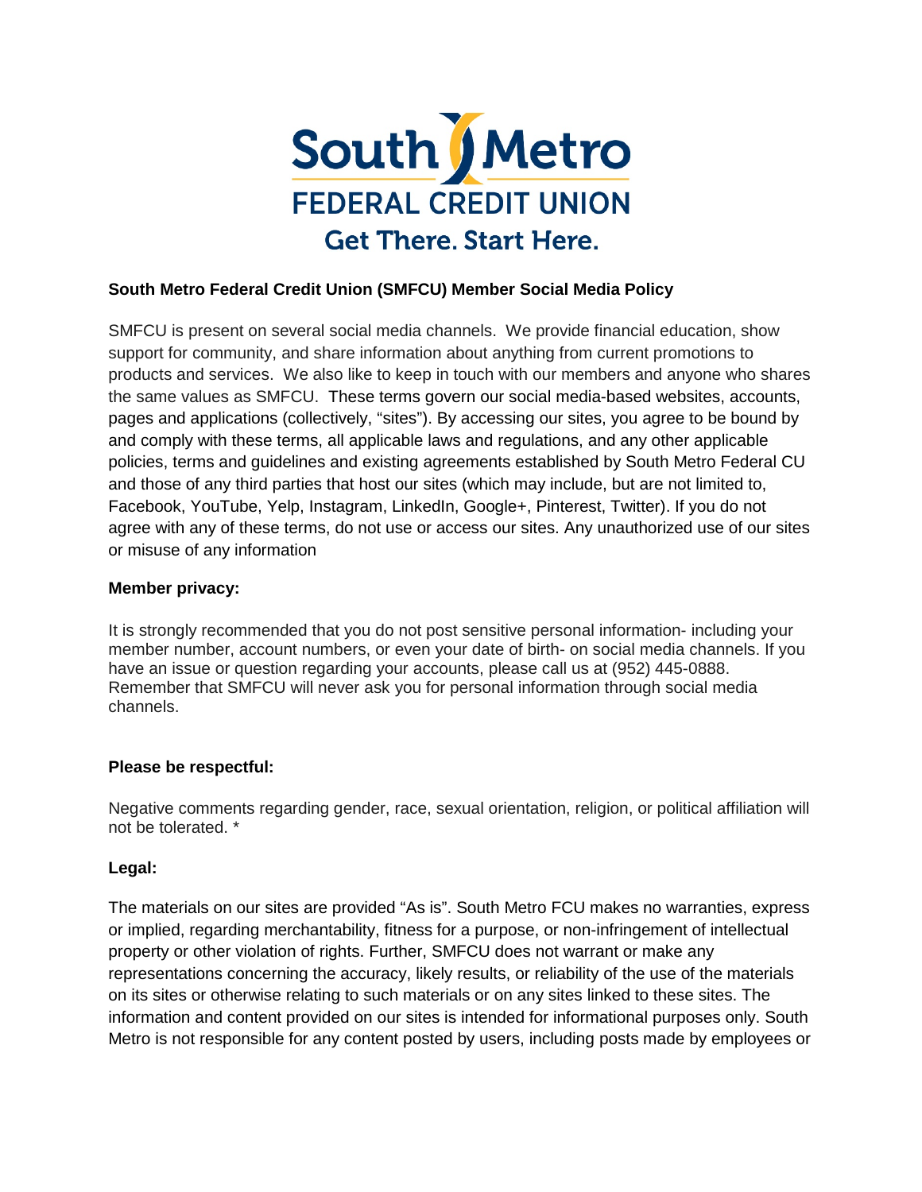South Metro

FEDERAL CREDIT UNION

Get There. Start Here.

**South Metro Federal Credit Union (SMFCU) Member Social Media Policy**

SMFCU is present on several social media channels. We provide financial education, show support for community, and share information about anything from current promotions to products and services. We also like to keep in touch with our members and anyone who shares the same values as SMFCU. These terms govern our social media-based websites, accounts, pages and applications (collectively, "sites"). By accessing our sites, you agree to be bound by and comply with these terms, all applicable laws and regulations, and any other applicable policies, terms and guidelines and existing agreements established by South Metro Federal CU and those of any third parties that host our sites (which may include, but are not limited to, Facebook, YouTube, Yelp, Instagram, LinkedIn, Google+, Pinterest, Twitter). If you do not agree with any of these terms, do not use or access our sites. Any unauthorized use of our sites or misuse of any information

**Member privacy:**

It is strongly recommended that you do not post sensitive personal information- including your member number, account numbers, or even your date of birth- on social media channels. If you have an issue or question regarding your accounts, please call us at (952) 445-0888. Remember that SMFCU will never ask you for personal information through social media channels.

**Please be respectful:**

Negative comments regarding gender, race, sexual orientation, religion, or political affiliation will not be tolerated. *

**Legal:**

The materials on our sites are provided "As is". South Metro FCU makes no warranties, express or implied, regarding merchantability, fitness for a purpose, or non-infringement of intellectual property or other violation of rights. Further, SMFCU does not warrant or make any representations concerning the accuracy, likely results, or reliability of the use of the materials on its sites or otherwise relating to such materials or on any sites linked to these sites. The information and content provided on our sites is intended for informational purposes only. South Metro is not responsible for any content posted by users, including posts made by employees or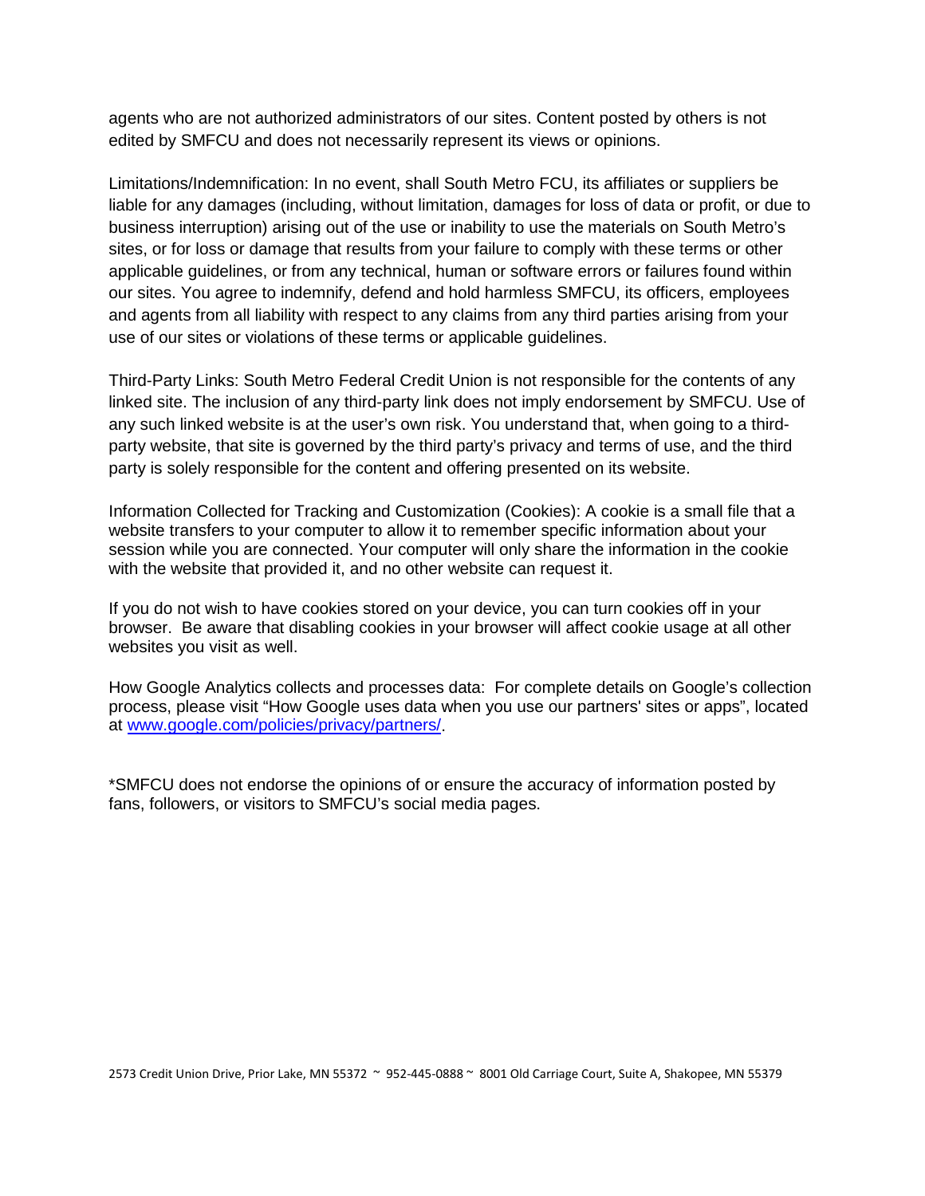agents who are not authorized administrators of our sites. Content posted by others is not edited by SMFCU and does not necessarily represent its views or opinions.

Limitations/Indemnification: In no event, shall South Metro FCU, its affiliates or suppliers be liable for any damages (including, without limitation, damages for loss of data or profit, or due to business interruption) arising out of the use or inability to use the materials on South Metro's sites, or for loss or damage that results from your failure to comply with these terms or other applicable guidelines, or from any technical, human or software errors or failures found within our sites. You agree to indemnify, defend and hold harmless SMFCU, its officers, employees and agents from all liability with respect to any claims from any third parties arising from your use of our sites or violations of these terms or applicable guidelines.

Third-Party Links: South Metro Federal Credit Union is not responsible for the contents of any linked site. The inclusion of any third-party link does not imply endorsement by SMFCU. Use of any such linked website is at the user's own risk. You understand that, when going to a third-party website, that site is governed by the third party's privacy and terms of use, and the third party is solely responsible for the content and offering presented on its website.

Information Collected for Tracking and Customization (Cookies): A cookie is a small file that a website transfers to your computer to allow it to remember specific information about your session while you are connected. Your computer will only share the information in the cookie with the website that provided it, and no other website can request it.

If you do not wish to have cookies stored on your device, you can turn cookies off in your browser. Be aware that disabling cookies in your browser will affect cookie usage at all other websites you visit as well.

How Google Analytics collects and processes data: For complete details on Google's collection process, please visit "How Google uses data when you use our partners' sites or apps", located at [www.google.com/policies/privacy/partners/](http://www.google.com/policies/privacy/partners/).

*SMFCU does not endorse the opinions of or ensure the accuracy of information posted by fans, followers, or visitors to SMFCU's social media pages.

2573 Credit Union Drive, Prior Lake, MN 55372 ~ 952-445-0888 ~ 8001 Old Carriage Court, Suite A, Shakopee, MN 55379